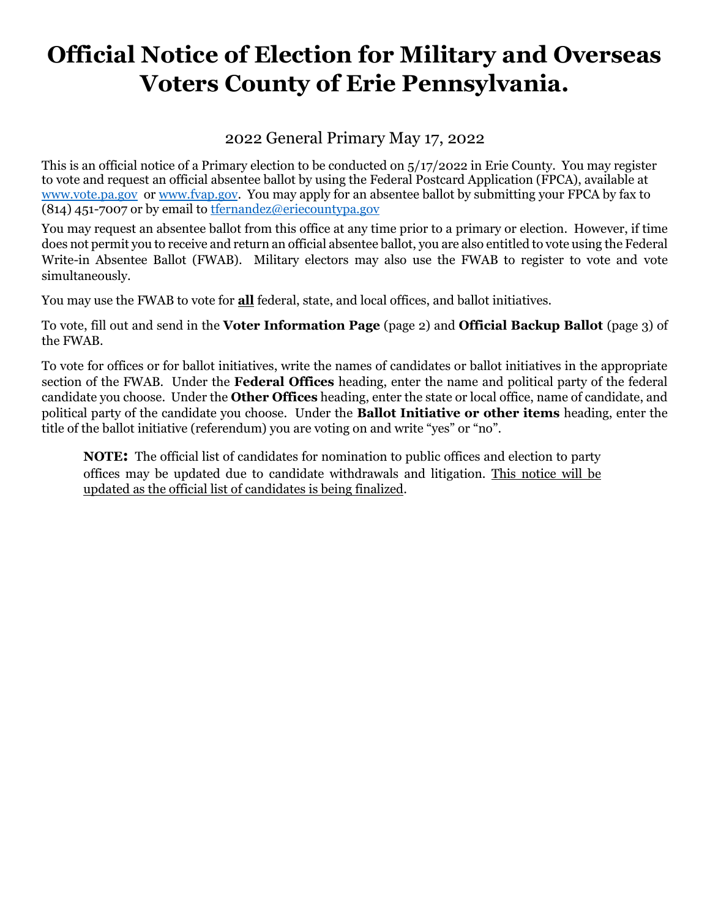# Official Notice of Election for Military and Overseas Voters County of Erie Pennsylvania.

2022 General Primary May 17, 2022

This is an official notice of a Primary election to be conducted on 5/17/2022 in Erie County. You may register to vote and request an official absentee ballot by using the Federal Postcard Application (FPCA), available at www.vote.pa.gov or www.fvap.gov. You may apply for an absentee ballot by submitting your FPCA by fax to (814) 451-7007 or by email to tfernandez@eriecountypa.gov

You may request an absentee ballot from this office at any time prior to a primary or election. However, if time does not permit you to receive and return an official absentee ballot, you are also entitled to vote using the Federal Write-in Absentee Ballot (FWAB). Military electors may also use the FWAB to register to vote and vote simultaneously.

You may use the FWAB to vote for **all** federal, state, and local offices, and ballot initiatives.

To vote, fill out and send in the **Voter Information Page** (page 2) and **Official Backup Ballot** (page 3) of the FWAB.

To vote for offices or for ballot initiatives, write the names of candidates or ballot initiatives in the appropriate section of the FWAB. Under the **Federal Offices** heading, enter the name and political party of the federal candidate you choose. Under the **Other Offices** heading, enter the state or local office, name of candidate, and political party of the candidate you choose. Under the **Ballot Initiative or other items** heading, enter the title of the ballot initiative (referendum) you are voting on and write "yes" or "no".

> **NOTE:** The official list of candidates for nomination to public offices and election to party offices may be updated due to candidate withdrawals and litigation. This notice will be updated as the official list of candidates is being finalized.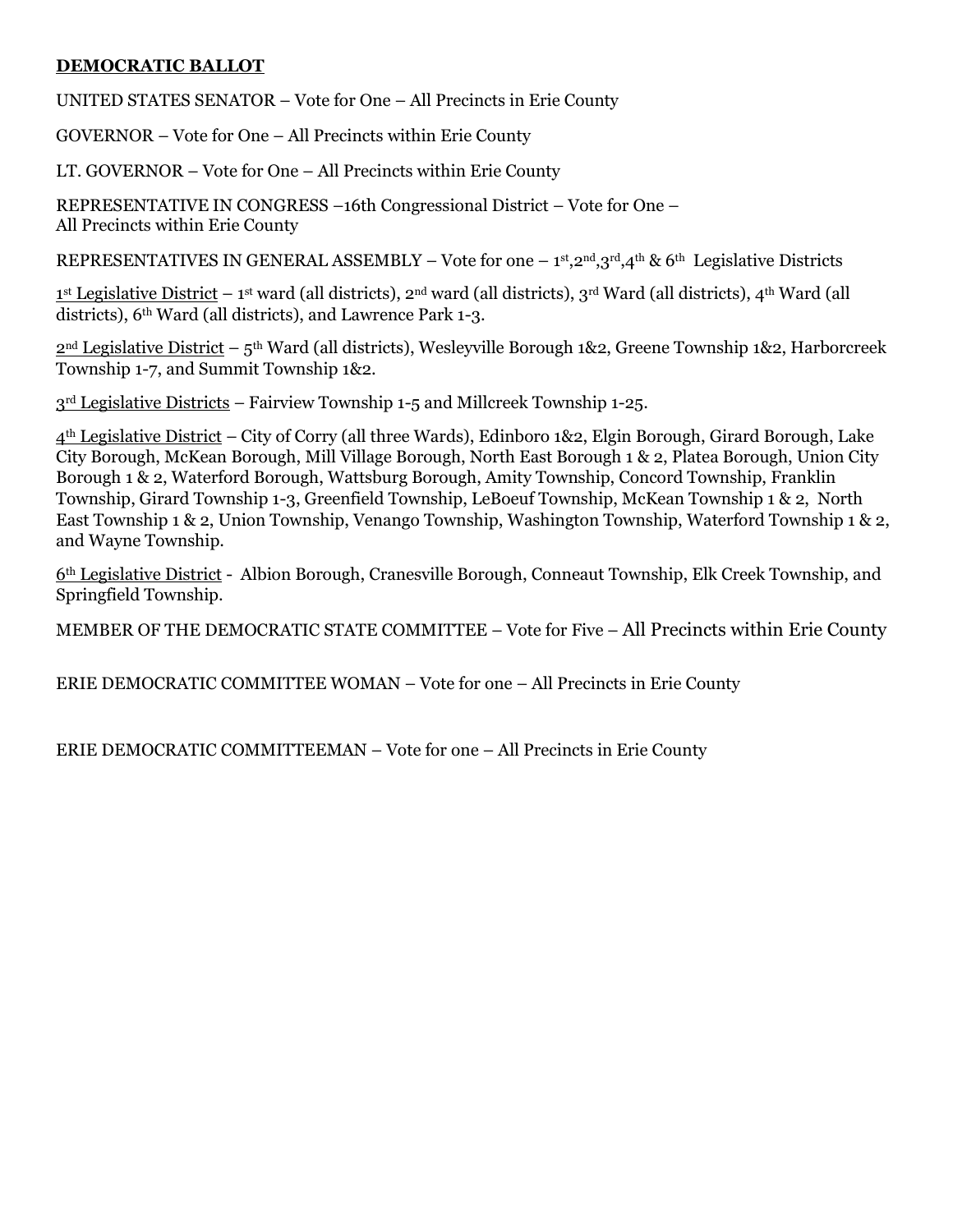**DEMOCRATIC BALLOT**

UNITED STATES SENATOR – Vote for One – All Precincts in Erie County

GOVERNOR – Vote for One – All Precincts within Erie County

LT. GOVERNOR – Vote for One – All Precincts within Erie County

REPRESENTATIVE IN CONGRESS –16th Congressional District – Vote for One – All Precincts within Erie County

REPRESENTATIVES IN GENERAL ASSEMBLY – Vote for one – 1st,2nd,3rd,4th & 6th Legislative Districts

1st Legislative District – 1st ward (all districts), 2nd ward (all districts), 3rd Ward (all districts), 4th Ward (all districts), 6th Ward (all districts), and Lawrence Park 1-3.

2nd Legislative District – 5th Ward (all districts), Wesleyville Borough 1&2, Greene Township 1&2, Harborcreek Township 1-7, and Summit Township 1&2.

3rd Legislative Districts – Fairview Township 1-5 and Millcreek Township 1-25.

4th Legislative District – City of Corry (all three Wards), Edinboro 1&2, Elgin Borough, Girard Borough, Lake City Borough, McKean Borough, Mill Village Borough, North East Borough 1 & 2, Platea Borough, Union City Borough 1 & 2, Waterford Borough, Wattsburg Borough, Amity Township, Concord Township, Franklin Township, Girard Township 1-3, Greenfield Township, LeBoeuf Township, McKean Township 1 & 2, North East Township 1 & 2, Union Township, Venango Township, Washington Township, Waterford Township 1 & 2, and Wayne Township.

6th Legislative District - Albion Borough, Cranesville Borough, Conneaut Township, Elk Creek Township, and Springfield Township.

MEMBER OF THE DEMOCRATIC STATE COMMITTEE – Vote for Five – All Precincts within Erie County

ERIE DEMOCRATIC COMMITTEE WOMAN – Vote for one – All Precincts in Erie County

ERIE DEMOCRATIC COMMITTEEMAN – Vote for one – All Precincts in Erie County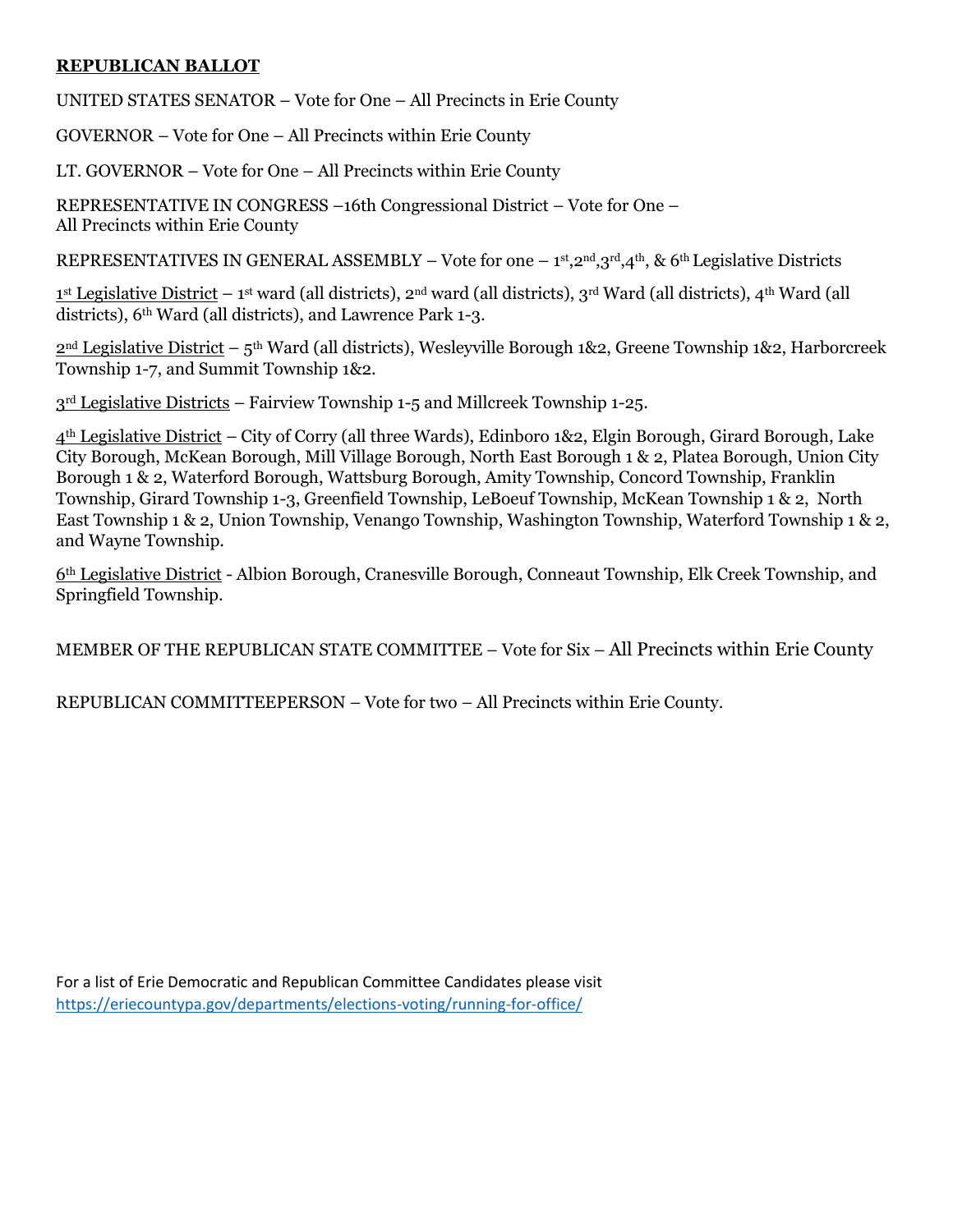**REPUBLICAN BALLOT**

UNITED STATES SENATOR – Vote for One – All Precincts in Erie County

GOVERNOR – Vote for One – All Precincts within Erie County

LT. GOVERNOR – Vote for One – All Precincts within Erie County

REPRESENTATIVE IN CONGRESS –16th Congressional District – Vote for One – All Precincts within Erie County

REPRESENTATIVES IN GENERAL ASSEMBLY – Vote for one – 1st,2nd,3rd,4th, & 6th Legislative Districts

1st Legislative District – 1st ward (all districts), 2nd ward (all districts), 3rd Ward (all districts), 4th Ward (all districts), 6th Ward (all districts), and Lawrence Park 1-3.

2nd Legislative District – 5th Ward (all districts), Wesleyville Borough 1&2, Greene Township 1&2, Harborcreek Township 1-7, and Summit Township 1&2.

3rd Legislative Districts – Fairview Township 1-5 and Millcreek Township 1-25.

4th Legislative District – City of Corry (all three Wards), Edinboro 1&2, Elgin Borough, Girard Borough, Lake City Borough, McKean Borough, Mill Village Borough, North East Borough 1 & 2, Platea Borough, Union City Borough 1 & 2, Waterford Borough, Wattsburg Borough, Amity Township, Concord Township, Franklin Township, Girard Township 1-3, Greenfield Township, LeBoeuf Township, McKean Township 1 & 2, North East Township 1 & 2, Union Township, Venango Township, Washington Township, Waterford Township 1 & 2, and Wayne Township.

6th Legislative District - Albion Borough, Cranesville Borough, Conneaut Township, Elk Creek Township, and Springfield Township.

MEMBER OF THE REPUBLICAN STATE COMMITTEE – Vote for Six – All Precincts within Erie County

REPUBLICAN COMMITTEEPERSON – Vote for two – All Precincts within Erie County.

For a list of Erie Democratic and Republican Committee Candidates please visit https://eriecountypa.gov/departments/elections-voting/running-for-office/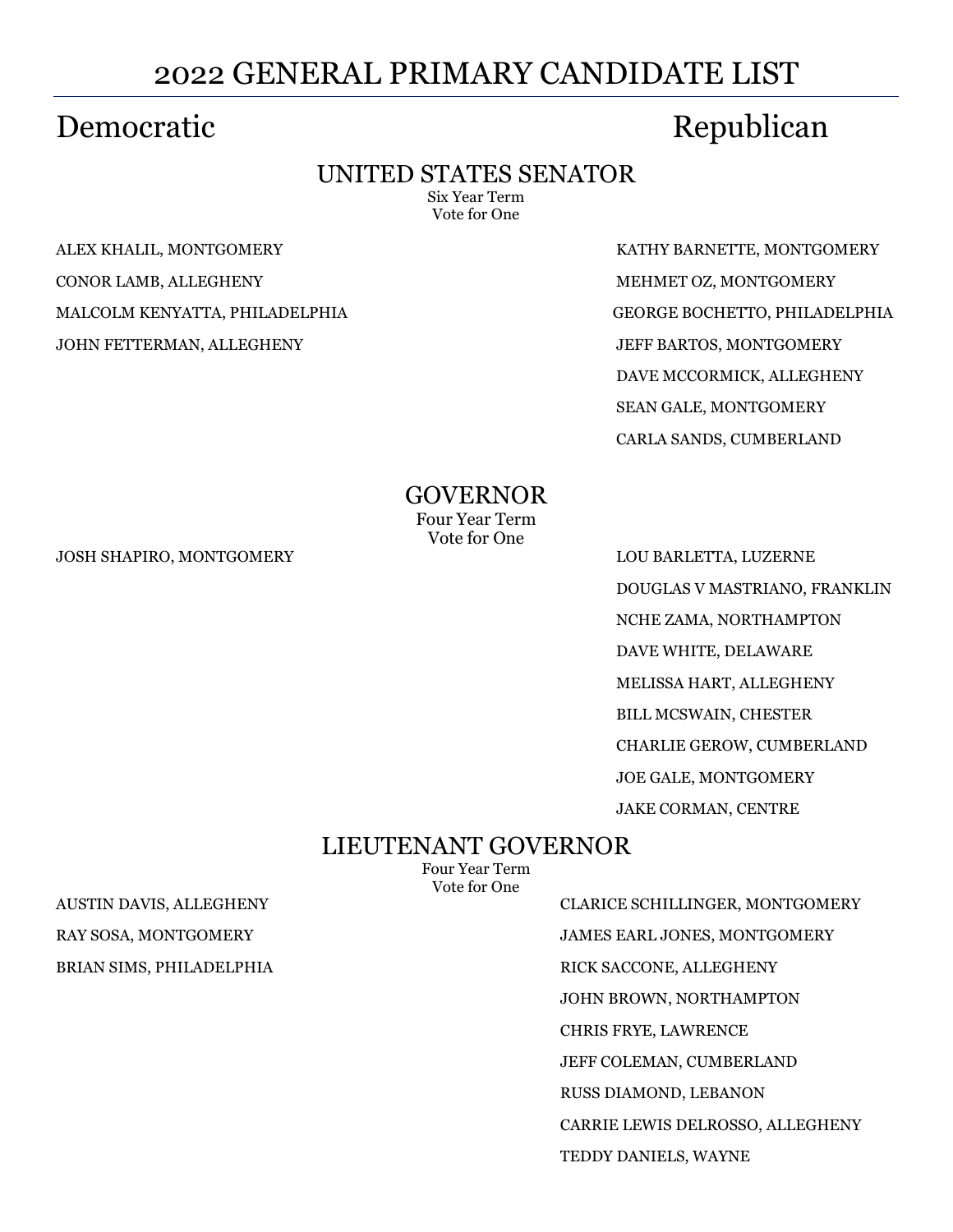# 2022 GENERAL PRIMARY CANDIDATE LIST

## UNITED STATES SENATOR

Six Year Term
Vote for One

| Democratic | Republican |
|---|---|
| ALEX KHALIL, MONTGOMERY | KATHY BARNETTE, MONTGOMERY |
| CONOR LAMB, ALLEGHENY | MEHMET OZ, MONTGOMERY |
| MALCOLM KENYATTA, PHILADELPHIA | GEORGE BOCHETTO, PHILADELPHIA |
| JOHN FETTERMAN, ALLEGHENY | JEFF BARTOS, MONTGOMERY |
| | DAVE MCCORMICK, ALLEGHENY |
| | SEAN GALE, MONTGOMERY |
| | CARLA SANDS, CUMBERLAND |

## GOVERNOR

Four Year Term
Vote for One

| Democratic | Republican |
|---|---|
| JOSH SHAPIRO, MONTGOMERY | LOU BARLETTA, LUZERNE |
| | DOUGLAS V MASTRIANO, FRANKLIN |
| | NCHE ZAMA, NORTHAMPTON |
| | DAVE WHITE, DELAWARE |
| | MELISSA HART, ALLEGHENY |
| | BILL MCSWAIN, CHESTER |
| | CHARLIE GEROW, CUMBERLAND |
| | JOE GALE, MONTGOMERY |
| | JAKE CORMAN, CENTRE |

## LIEUTENANT GOVERNOR

Four Year Term
Vote for One

| Democratic | Republican |
|---|---|
| AUSTIN DAVIS, ALLEGHENY | CLARICE SCHILLINGER, MONTGOMERY |
| RAY SOSA, MONTGOMERY | JAMES EARL JONES, MONTGOMERY |
| BRIAN SIMS, PHILADELPHIA | RICK SACCONE, ALLEGHENY |
| | JOHN BROWN, NORTHAMPTON |
| | CHRIS FRYE, LAWRENCE |
| | JEFF COLEMAN, CUMBERLAND |
| | RUSS DIAMOND, LEBANON |
| | CARRIE LEWIS DELROSSO, ALLEGHENY |
| | TEDDY DANIELS, WAYNE |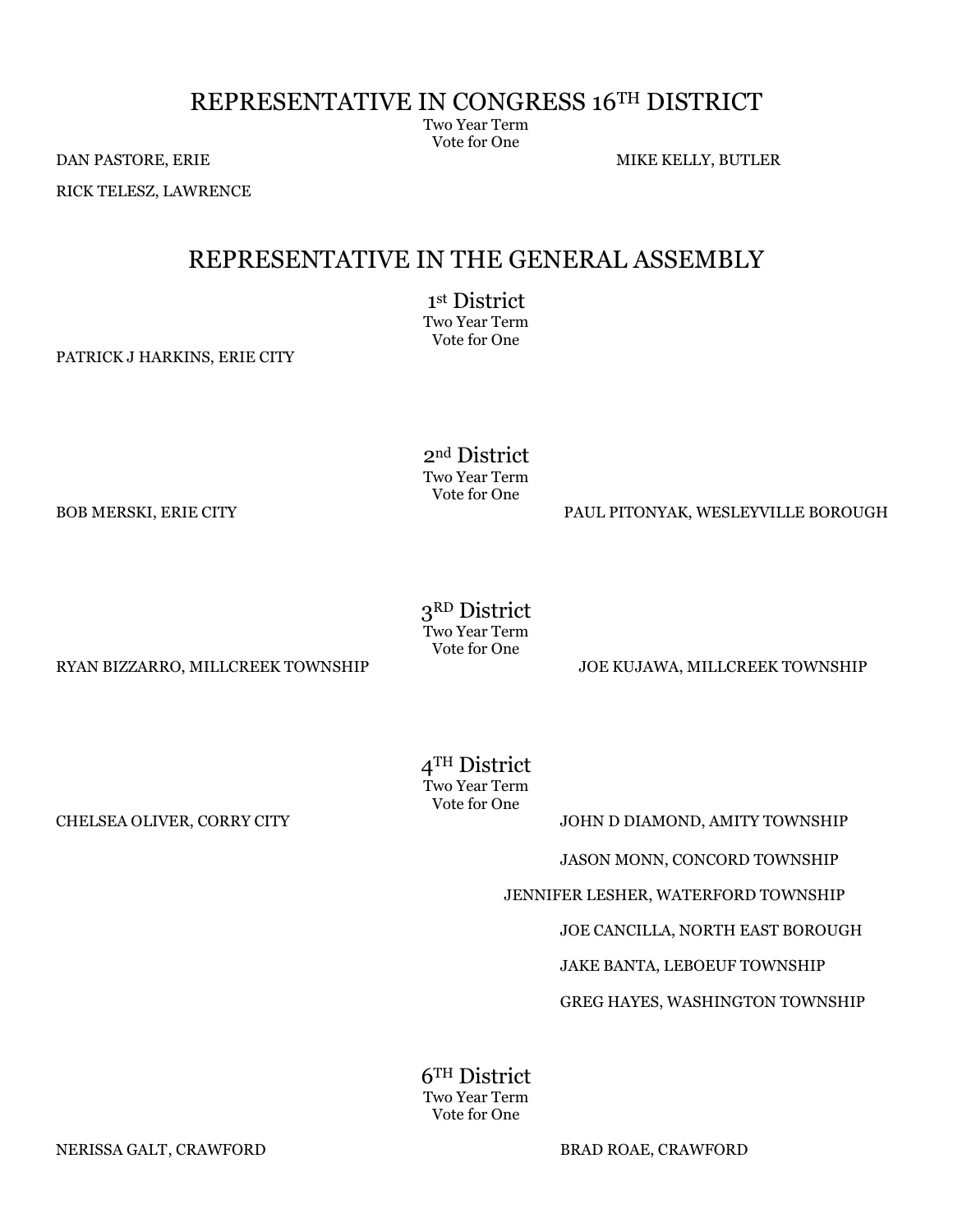# REPRESENTATIVE IN CONGRESS 16TH DISTRICT

Two Year Term
Vote for One

DAN PASTORE, ERIE

RICK TELESZ, LAWRENCE

MIKE KELLY, BUTLER

# REPRESENTATIVE IN THE GENERAL ASSEMBLY

## 1st District

Two Year Term
Vote for One

PATRICK J HARKINS, ERIE CITY

## 2nd District

Two Year Term
Vote for One

BOB MERSKI, ERIE CITY

PAUL PITONYAK, WESLEYVILLE BOROUGH

## 3RD District

Two Year Term
Vote for One

RYAN BIZZARRO, MILLCREEK TOWNSHIP

JOE KUJAWA, MILLCREEK TOWNSHIP

## 4TH District

Two Year Term
Vote for One

CHELSEA OLIVER, CORRY CITY

JOHN D DIAMOND, AMITY TOWNSHIP

JASON MONN, CONCORD TOWNSHIP

JENNIFER LESHER, WATERFORD TOWNSHIP

JOE CANCILLA, NORTH EAST BOROUGH

JAKE BANTA, LEBOEUF TOWNSHIP

GREG HAYES, WASHINGTON TOWNSHIP

## 6TH District

Two Year Term
Vote for One

NERISSA GALT, CRAWFORD

BRAD ROAE, CRAWFORD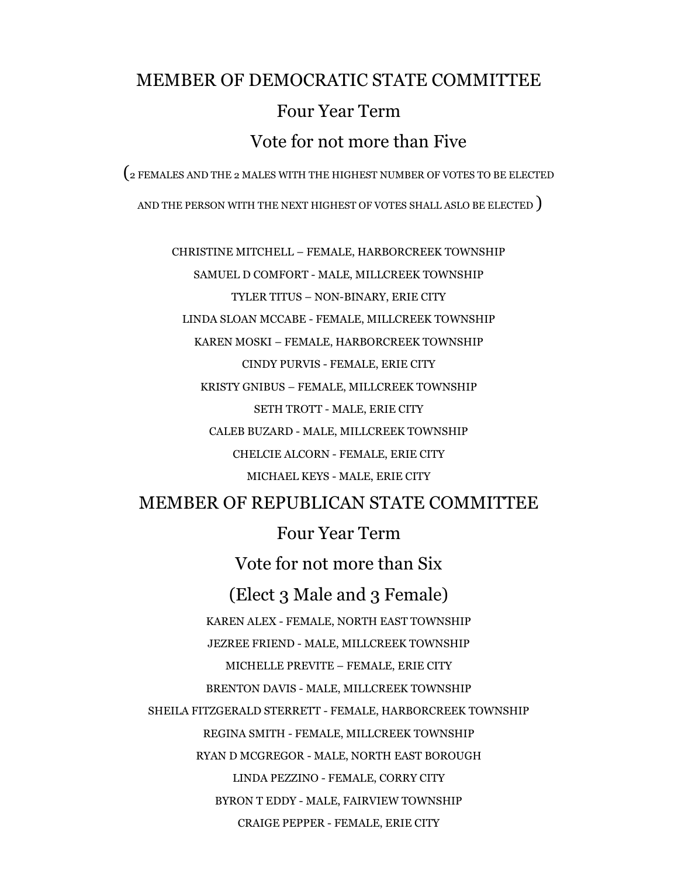## MEMBER OF DEMOCRATIC STATE COMMITTEE

Four Year Term

Vote for not more than Five

(2 FEMALES AND THE 2 MALES WITH THE HIGHEST NUMBER OF VOTES TO BE ELECTED AND THE PERSON WITH THE NEXT HIGHEST OF VOTES SHALL ASLO BE ELECTED )

CHRISTINE MITCHELL – FEMALE, HARBORCREEK TOWNSHIP

SAMUEL D COMFORT - MALE, MILLCREEK TOWNSHIP

TYLER TITUS – NON-BINARY, ERIE CITY

LINDA SLOAN MCCABE - FEMALE, MILLCREEK TOWNSHIP

KAREN MOSKI – FEMALE, HARBORCREEK TOWNSHIP

CINDY PURVIS - FEMALE, ERIE CITY

KRISTY GNIBUS – FEMALE, MILLCREEK TOWNSHIP

SETH TROTT - MALE, ERIE CITY

CALEB BUZARD - MALE, MILLCREEK TOWNSHIP

CHELCIE ALCORN - FEMALE, ERIE CITY

MICHAEL KEYS - MALE, ERIE CITY

## MEMBER OF REPUBLICAN STATE COMMITTEE

Four Year Term

Vote for not more than Six

(Elect 3 Male and 3 Female)

KAREN ALEX - FEMALE, NORTH EAST TOWNSHIP

JEZREE FRIEND - MALE, MILLCREEK TOWNSHIP

MICHELLE PREVITE – FEMALE, ERIE CITY

BRENTON DAVIS - MALE, MILLCREEK TOWNSHIP

SHEILA FITZGERALD STERRETT - FEMALE, HARBORCREEK TOWNSHIP

REGINA SMITH - FEMALE, MILLCREEK TOWNSHIP

RYAN D MCGREGOR - MALE, NORTH EAST BOROUGH

LINDA PEZZINO - FEMALE, CORRY CITY

BYRON T EDDY - MALE, FAIRVIEW TOWNSHIP

CRAIGE PEPPER - FEMALE, ERIE CITY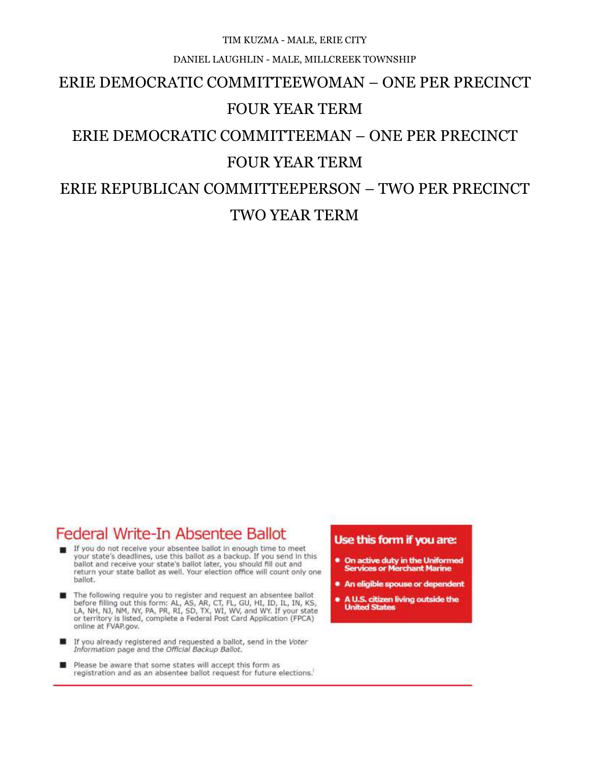TIM KUZMA - MALE, ERIE CITY

DANIEL LAUGHLIN - MALE, MILLCREEK TOWNSHIP

## ERIE DEMOCRATIC COMMITTEEWOMAN – ONE PER PRECINCT

## FOUR YEAR TERM

## ERIE DEMOCRATIC COMMITTEEMAN – ONE PER PRECINCT

## FOUR YEAR TERM

## ERIE REPUBLICAN COMMITTEEPERSON – TWO PER PRECINCT

## TWO YEAR TERM

## Federal Write-In Absentee Ballot

- If you do not receive your absentee ballot in enough time to meet your state's deadlines, use this ballot as a backup. If you send in this ballot and receive your state's ballot later, you should fill out and return your state ballot as well. Your election office will count only one ballot.
- The following require you to register and request an absentee ballot before filling out this form: AL, AS, AR, CT, FL, GU, HI, ID, IL, IN, KS, LA, NH, NJ, NM, NY, PA, PR, RI, SD, TX, WI, WV, and WY. If your state or territory is listed, complete a Federal Post Card Application (FPCA) online at FVAP.gov.
- If you already registered and requested a ballot, send in the *Voter Information* page and the *Official Backup Ballot.*
- Please be aware that some states will accept this form as registration and as an absentee ballot request for future elections.[1]

**Use this form if you are:**

- **On active duty in the Uniformed Services or Merchant Marine**
- **An eligible spouse or dependent**
- **A U.S. citizen living outside the United States**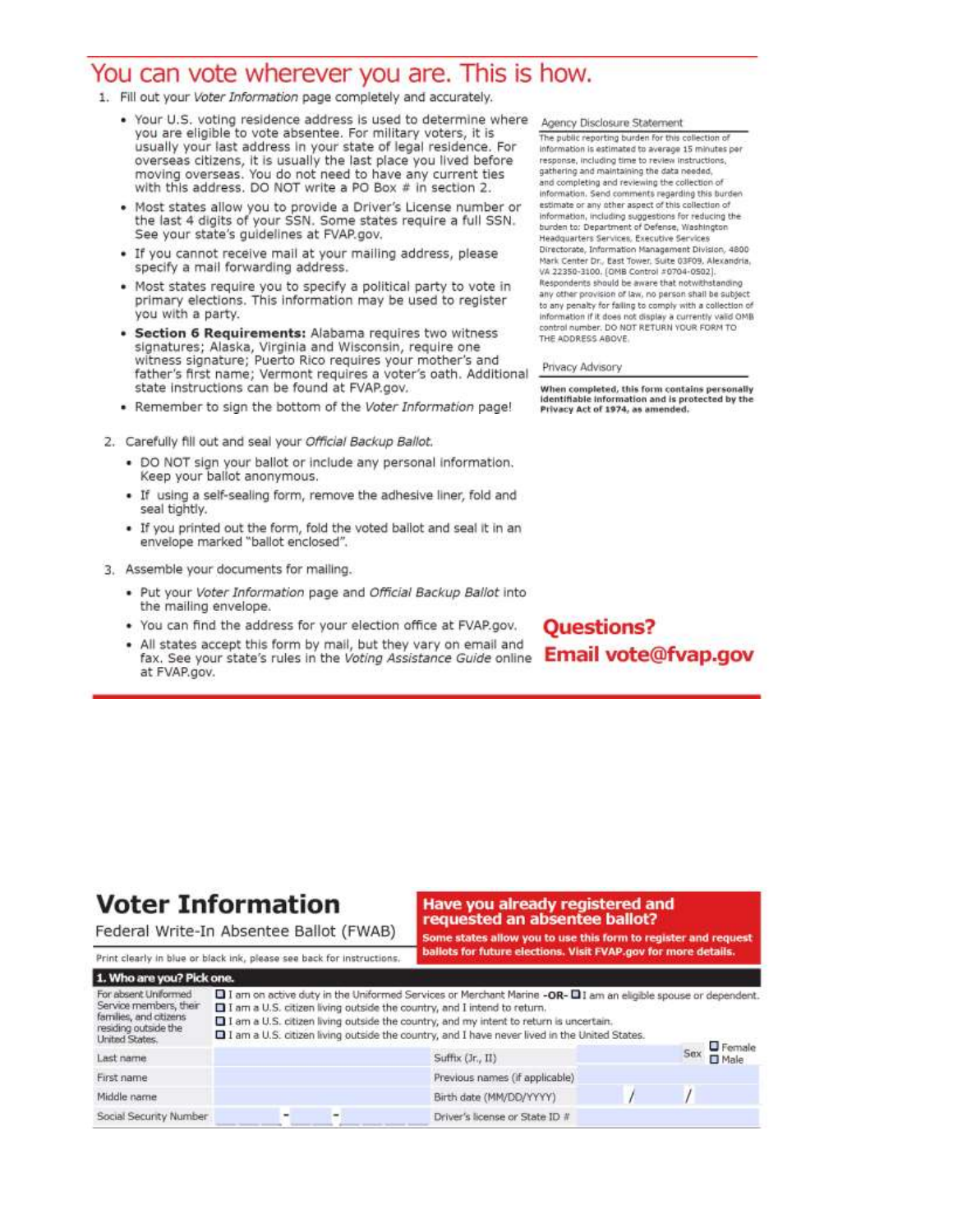# You can vote wherever you are. This is how.

1. Fill out your *Voter Information* page completely and accurately.
   - Your U.S. voting residence address is used to determine where you are eligible to vote absentee. For military voters, it is usually your last address in your state of legal residence. For overseas citizens, it is usually the last place you lived before moving overseas. You do not need to have any current ties with this address. DO NOT write a PO Box # in section 2.
   - Most states allow you to provide a Driver's License number or the last 4 digits of your SSN. Some states require a full SSN. See your state's guidelines at FVAP.gov.
   - If you cannot receive mail at your mailing address, please specify a mail forwarding address.
   - Most states require you to specify a political party to vote in primary elections. This information may be used to register you with a party.
   - **Section 6 Requirements:** Alabama requires two witness signatures; Alaska, Virginia and Wisconsin, require one witness signature; Puerto Rico requires your mother's and father's first name; Vermont requires a voter's oath. Additional state instructions can be found at FVAP.gov.
   - Remember to sign the bottom of the *Voter Information* page!

2. Carefully fill out and seal your *Official Backup Ballot*.
   - DO NOT sign your ballot or include any personal information. Keep your ballot anonymous.
   - If using a self-sealing form, remove the adhesive liner, fold and seal tightly.
   - If you printed out the form, fold the voted ballot and seal it in an envelope marked "ballot enclosed".

3. Assemble your documents for mailing.
   - Put your *Voter Information* page and *Official Backup Ballot* into the mailing envelope.
   - You can find the address for your election office at FVAP.gov.
   - All states accept this form by mail, but they vary on email and fax. See your state's rules in the *Voting Assistance Guide* online at FVAP.gov.

### Agency Disclosure Statement

The public reporting burden for this collection of information is estimated to average 15 minutes per response, including time to review instructions, gathering and maintaining the data needed, and completing and reviewing the collection of information. Send comments regarding this burden estimate or any other aspect of this collection of information, including suggestions for reducing the burden to: Department of Defense, Washington Headquarters Services, Executive Services Directorate, Information Management Division, 4800 Mark Center Dr., East Tower, Suite 03F09, Alexandria, VA 22350-3100. (OMB Control #0704-0502). Respondents should be aware that notwithstanding any other provision of law, no person shall be subject to any penalty for failing to comply with a collection of information if it does not display a currently valid OMB control number. DO NOT RETURN YOUR FORM TO THE ADDRESS ABOVE.

### Privacy Advisory

**When completed, this form contains personally identifiable information and is protected by the Privacy Act of 1974, as amended.**

## Questions?
## Email vote@fvap.gov

# Voter Information

Federal Write-In Absentee Ballot (FWAB)

Print clearly in blue or black ink, please see back for instructions.

**Have you already registered and requested an absentee ballot?**

**Some states allow you to use this form to register and request ballots for future elections. Visit FVAP.gov for more details.**

**1. Who are you? Pick one.**

For absent Uniformed Service members, their families, and citizens residing outside the United States.

- ☐ I am on active duty in the Uniformed Services or Merchant Marine **-OR-** ☐ I am an eligible spouse or dependent.
- ☐ I am a U.S. citizen living outside the country, and I intend to return.
- ☐ I am a U.S. citizen living outside the country, and my intent to return is uncertain.
- ☐ I am a U.S. citizen living outside the country, and I have never lived in the United States.

| | | | |
|---|---|---|---|
| Last name | | Suffix (Jr., II) | Sex ☐ Female ☐ Male |
| First name | | Previous names (if applicable) | |
| Middle name | | Birth date (MM/DD/YYYY) | / / |
| Social Security Number | - - | Driver's license or State ID # | |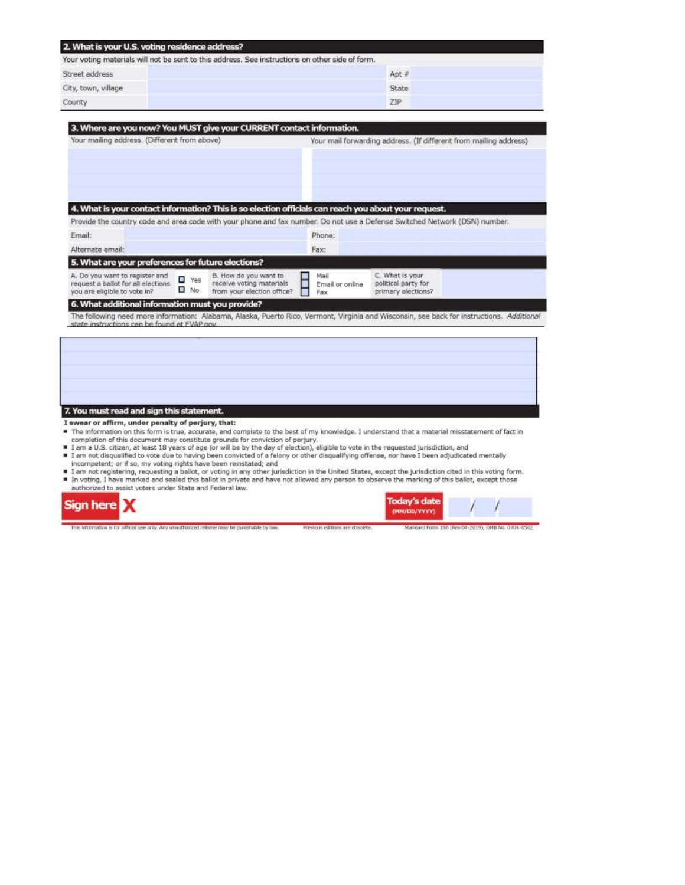## 2. What is your U.S. voting residence address?

Your voting materials will not be sent to this address. See instructions on other side of form.

| | | | |
|---|---|---|---|
| Street address | | Apt # | |
| City, town, village | | State | |
| County | | ZIP | |

## 3. Where are you now? You MUST give your CURRENT contact information.

| Your mailing address. (Different from above) | Your mail forwarding address. (If different from mailing address) |
|---|---|
| | |

## 4. What is your contact information? This is so election officials can reach you about your request.

Provide the country code and area code with your phone and fax number. Do not use a Defense Switched Network (DSN) number.

| | | | |
|---|---|---|---|
| Email: | | Phone: | |
| Alternate email: | | Fax: | |

## 5. What are your preferences for future elections?

A. Do you want to register and request a ballot for all elections you are eligible to vote in?

- ☐ Yes
- ☐ No

B. How do you want to receive voting materials from your election office?

- ☐ Mail
- ☐ Email or online
- ☐ Fax

C. What is your political party for primary elections?

## 6. What additional information must you provide?

The following need more information: Alabama, Alaska, Puerto Rico, Vermont, Virginia and Wisconsin, see back for instructions. *Additional state instructions can be found at FVAP.gov.*

## 7. You must read and sign this statement.

**I swear or affirm, under penalty of perjury, that:**

- The information on this form is true, accurate, and complete to the best of my knowledge. I understand that a material misstatement of fact in completion of this document may constitute grounds for conviction of perjury.
- I am a U.S. citizen, at least 18 years of age (or will be by the day of election), eligible to vote in the requested jurisdiction, and
- I am not disqualified to vote due to having been convicted of a felony or other disqualifying offense, nor have I been adjudicated mentally incompetent; or if so, my voting rights have been reinstated; and
- I am not registering, requesting a ballot, or voting in any other jurisdiction in the United States, except the jurisdiction cited in this voting form.
- In voting, I have marked and sealed this ballot in private and have not allowed any person to observe the marking of this ballot, except those authorized to assist voters under State and Federal law.

**Sign here X**

**Today's date** (MM/DD/YYYY) ____ / ____ / ____

This information is for official use only. Any unauthorized release may be punishable by law. Previous editions are obsolete. Standard Form 186 (Rev.04-2019), OMB No. 0704-0502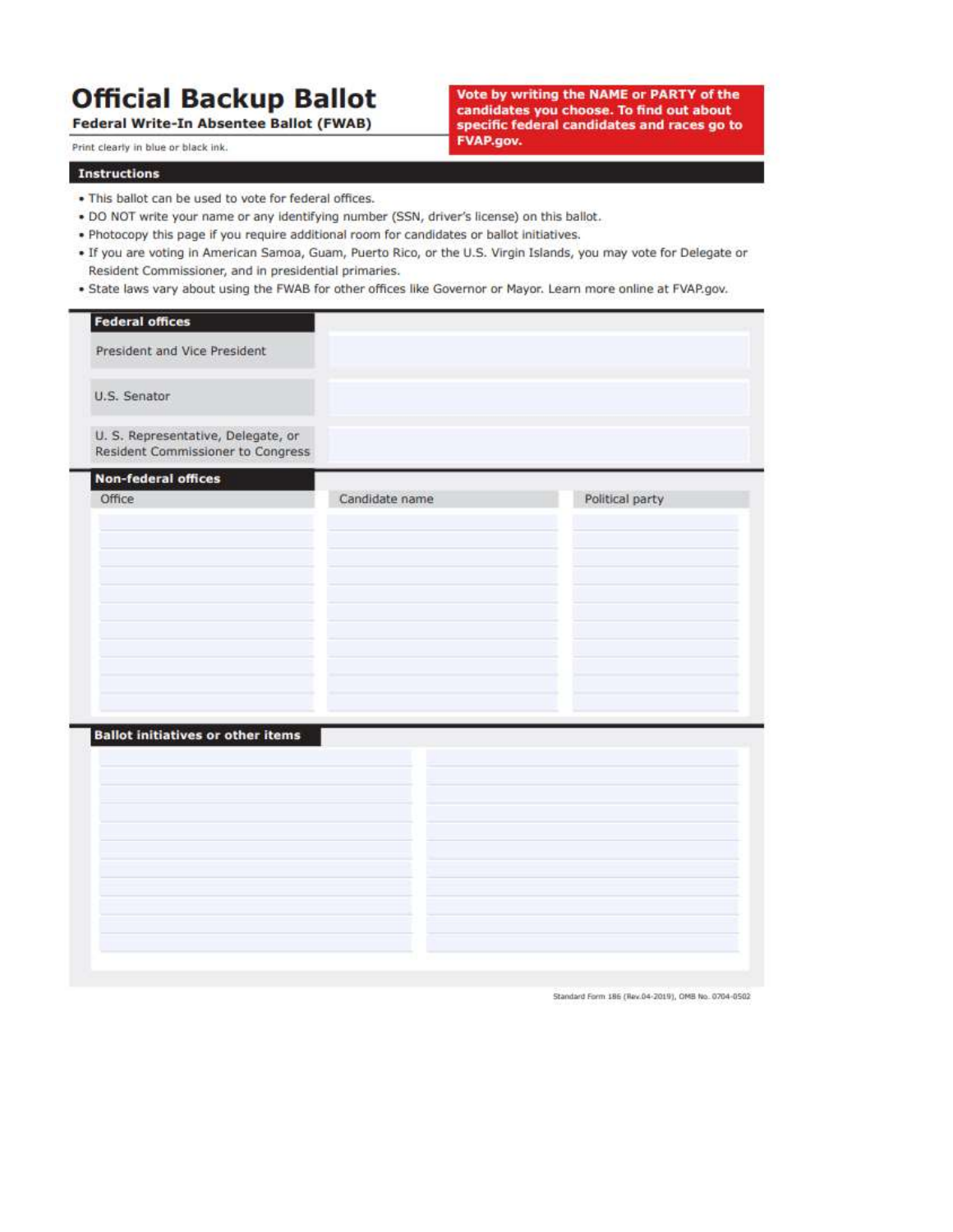# Official Backup Ballot

**Federal Write-In Absentee Ballot (FWAB)**

Print clearly in blue or black ink.

**Vote by writing the NAME or PARTY of the candidates you choose. To find out about specific federal candidates and races go to FVAP.gov.**

## Instructions

- This ballot can be used to vote for federal offices.
- DO NOT write your name or any identifying number (SSN, driver's license) on this ballot.
- Photocopy this page if you require additional room for candidates or ballot initiatives.
- If you are voting in American Samoa, Guam, Puerto Rico, or the U.S. Virgin Islands, you may vote for Delegate or Resident Commissioner, and in presidential primaries.
- State laws vary about using the FWAB for other offices like Governor or Mayor. Learn more online at FVAP.gov.

## Federal offices

| Office | |
|---|---|
| President and Vice President | |
| U.S. Senator | |
| U. S. Representative, Delegate, or Resident Commissioner to Congress | |

## Non-federal offices

| Office | Candidate name | Political party |
|---|---|---|
| | | |
| | | |
| | | |
| | | |
| | | |
| | | |
| | | |
| | | |
| | | |
| | | |
| | | |

## Ballot initiatives or other items

| | |
|---|---|
| | |
| | |
| | |
| | |
| | |
| | |
| | |
| | |
| | |
| | |
| | |

Standard Form 186 (Rev.04-2019), OMB No. 0704-0502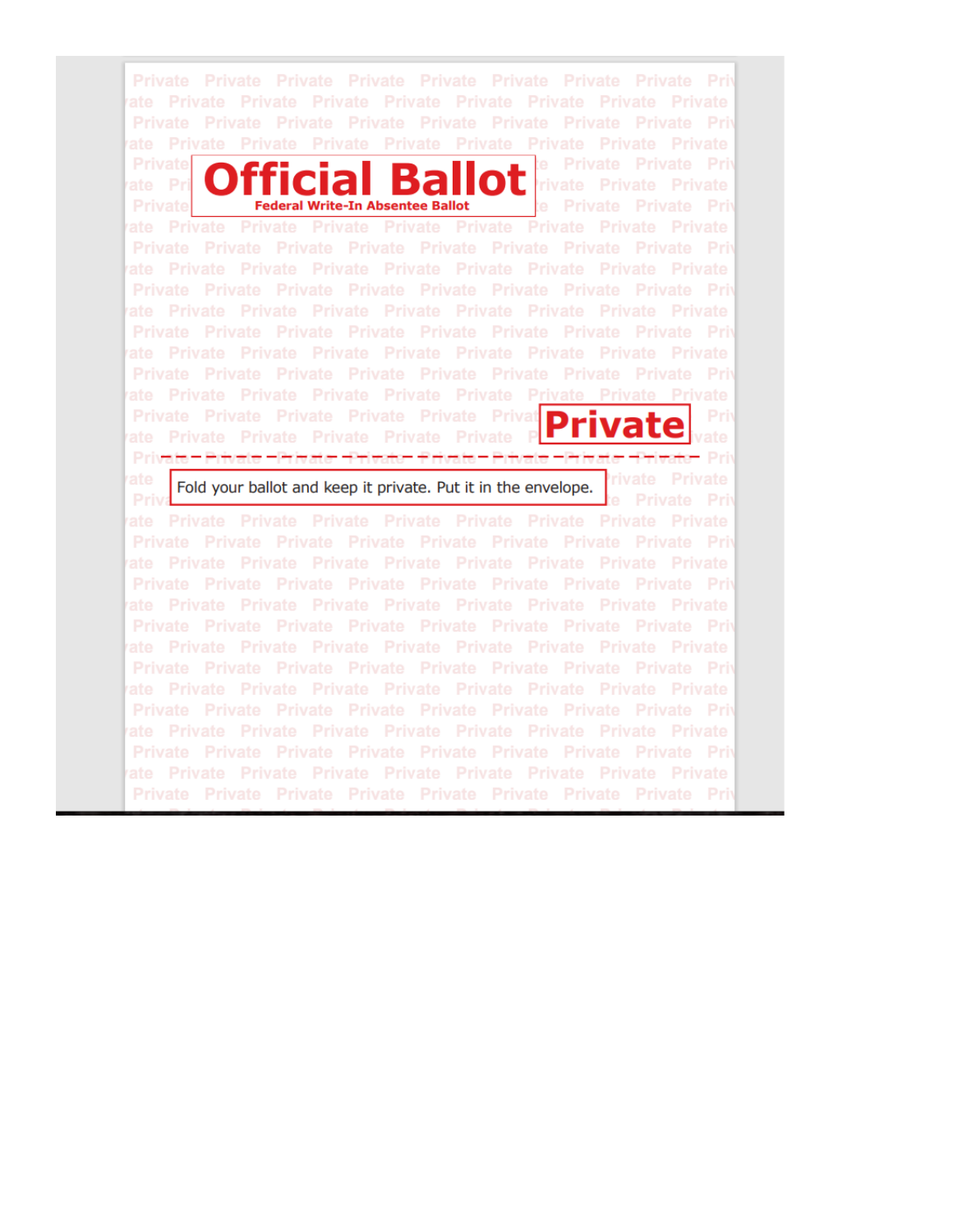# Official Ballot

**Federal Write-In Absentee Ballot**

**Private**

Fold your ballot and keep it private. Put it in the envelope.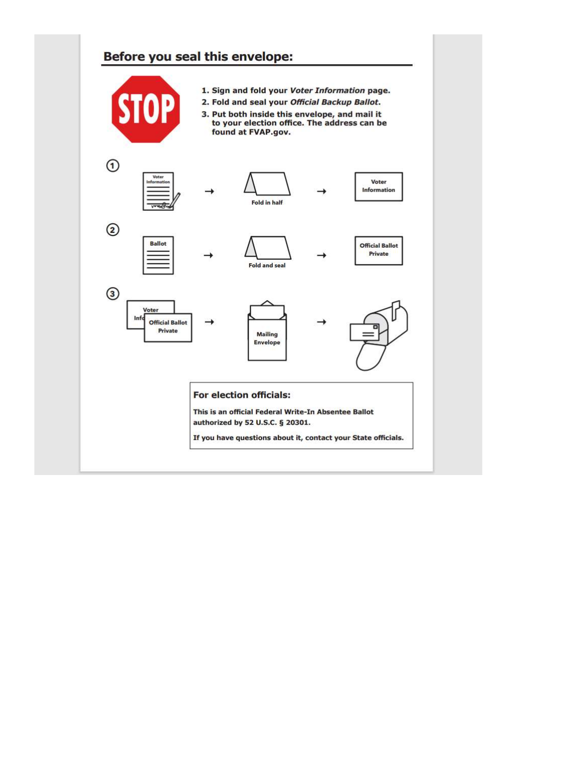## Before you seal this envelope:

STOP

1. **Sign and fold your *Voter Information* page.**
2. **Fold and seal your *Official Backup Ballot*.**
3. **Put both inside this envelope, and mail it to your election office. The address can be found at FVAP.gov.**

①

Voter Information → Fold in half → Voter Information

②

Ballot → Fold and seal → Official Ballot Private

③

Voter Information / Official Ballot Private → Mailing Envelope →

### For election officials:

**This is an official Federal Write-In Absentee Ballot authorized by 52 U.S.C. § 20301.**

**If you have questions about it, contact your State officials.**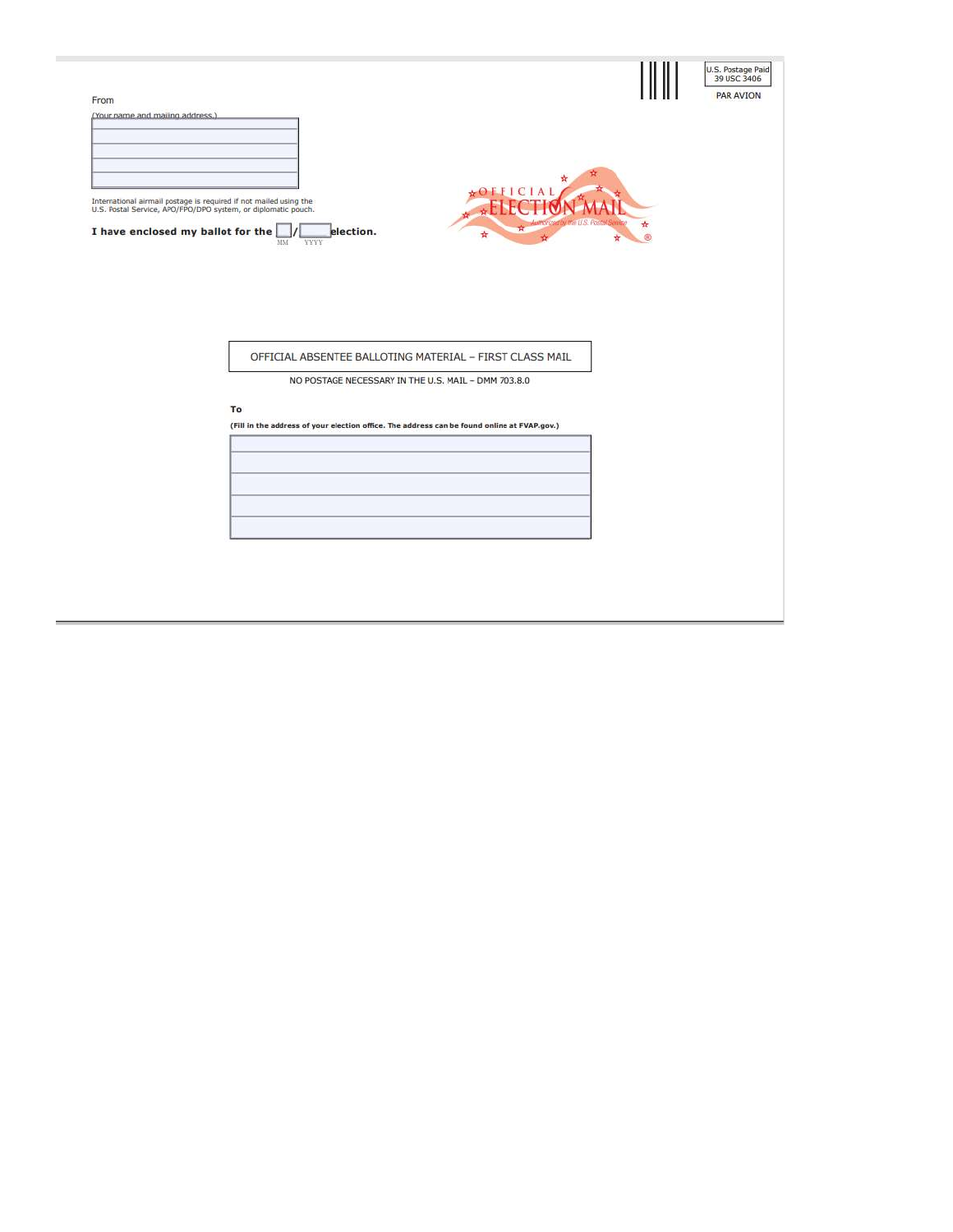U.S. Postage Paid
39 USC 3406

PAR AVION

From

(Your name and mailing address.)

International airmail postage is required if not mailed using the U.S. Postal Service, APO/FPO/DPO system, or diplomatic pouch.

**I have enclosed my ballot for the** ___ / ___ **election.**

MM YYYY

OFFICIAL ELECTION MAIL

Authorized by the U.S. Postal Service

OFFICIAL ABSENTEE BALLOTING MATERIAL – FIRST CLASS MAIL

NO POSTAGE NECESSARY IN THE U.S. MAIL – DMM 703.8.0

**To**

**(Fill in the address of your election office. The address can be found online at FVAP.gov.)**